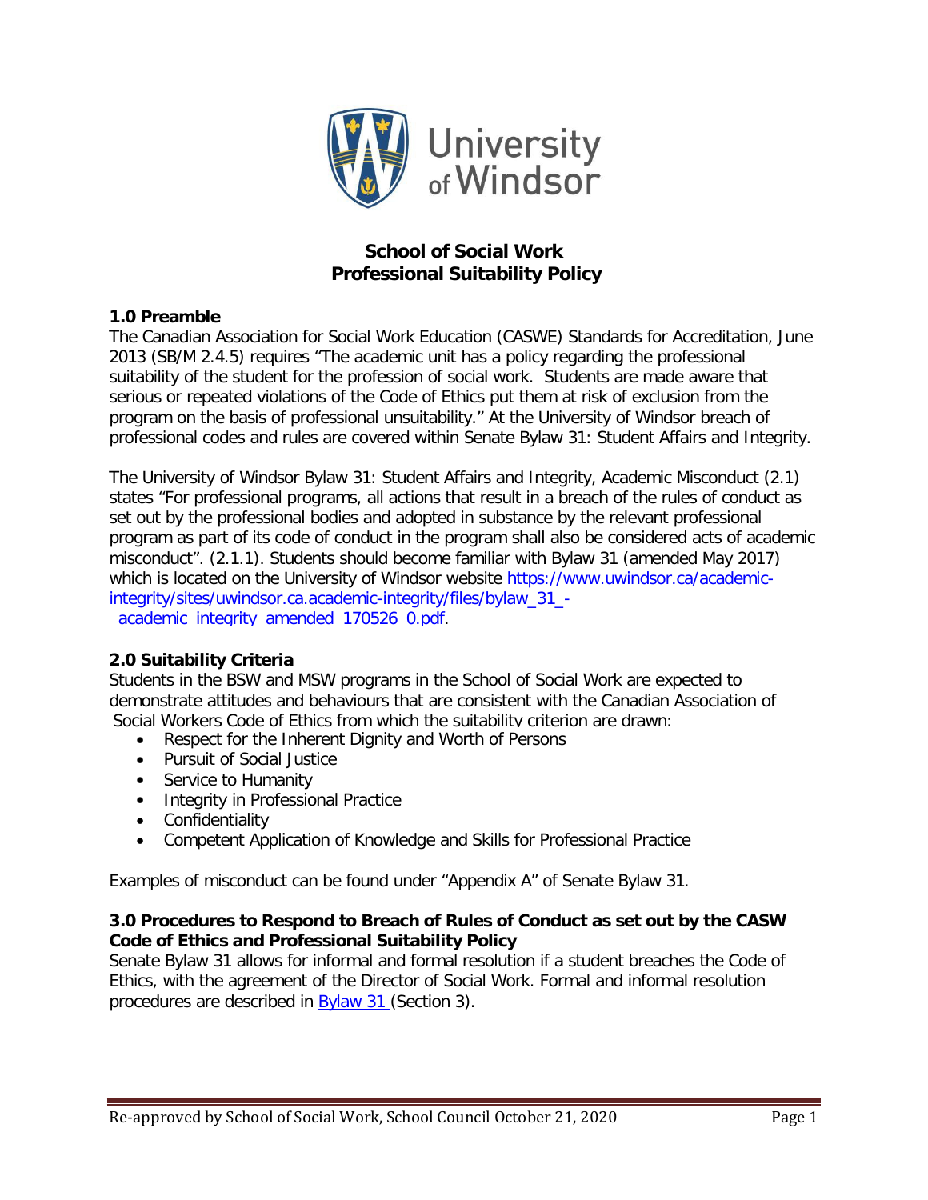# School of Social Work
# Professional Suitability Policy

## 1.0 Preamble

The Canadian Association for Social Work Education (CASWE) Standards for Accreditation, June 2013 (SB/M 2.4.5) requires "The academic unit has a policy regarding the professional suitability of the student for the profession of social work. Students are made aware that serious or repeated violations of the Code of Ethics put them at risk of exclusion from the program on the basis of professional unsuitability." At the University of Windsor breach of professional codes and rules are covered within Senate Bylaw 31: Student Affairs and Integrity.

The University of Windsor Bylaw 31: Student Affairs and Integrity, Academic Misconduct (2.1) states "For professional programs, all actions that result in a breach of the rules of conduct as set out by the professional bodies and adopted in substance by the relevant professional program as part of its code of conduct in the program shall also be considered acts of academic misconduct". (2.1.1). Students should become familiar with Bylaw 31 (amended May 2017) which is located on the University of Windsor website [https://www.uwindsor.ca/academic-integrity/sites/uwindsor.ca.academic-integrity/files/bylaw_31_-_academic_integrity_amended_170526_0.pdf](https://www.uwindsor.ca/academic-integrity/sites/uwindsor.ca.academic-integrity/files/bylaw_31_-_academic_integrity_amended_170526_0.pdf).

## 2.0 Suitability Criteria

Students in the BSW and MSW programs in the School of Social Work are expected to demonstrate attitudes and behaviours that are consistent with the Canadian Association of Social Workers Code of Ethics from which the suitability criterion are drawn:

- Respect for the Inherent Dignity and Worth of Persons
- Pursuit of Social Justice
- Service to Humanity
- Integrity in Professional Practice
- Confidentiality
- Competent Application of Knowledge and Skills for Professional Practice

Examples of misconduct can be found under "Appendix A" of Senate Bylaw 31.

## 3.0 Procedures to Respond to Breach of Rules of Conduct as set out by the CASW Code of Ethics and Professional Suitability Policy

Senate Bylaw 31 allows for informal and formal resolution if a student breaches the Code of Ethics, with the agreement of the Director of Social Work. Formal and informal resolution procedures are described in Bylaw 31 (Section 3).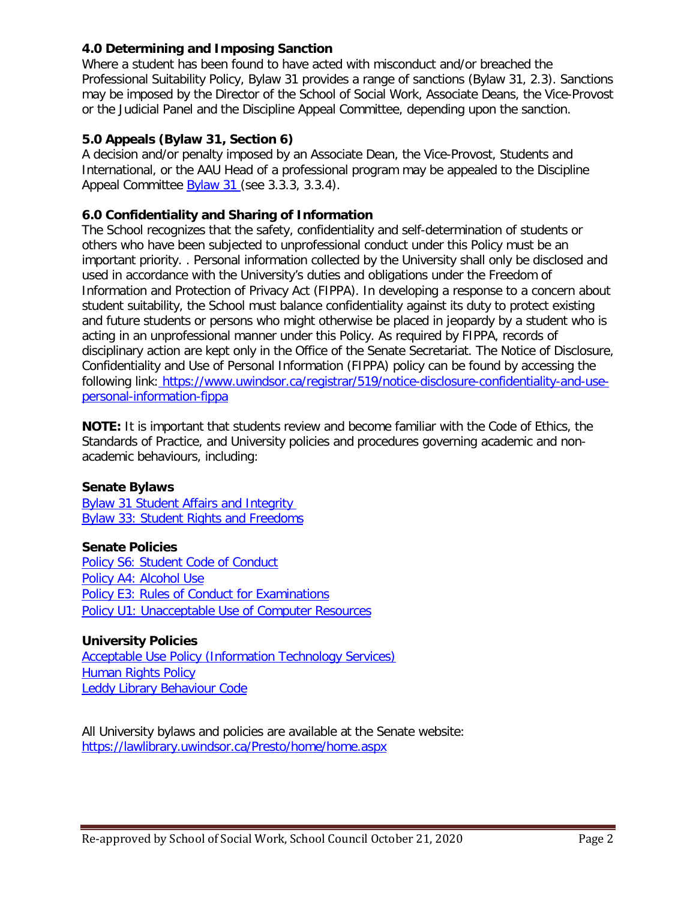### 4.0 Determining and Imposing Sanction

Where a student has been found to have acted with misconduct and/or breached the Professional Suitability Policy, Bylaw 31 provides a range of sanctions (Bylaw 31, 2.3). Sanctions may be imposed by the Director of the School of Social Work, Associate Deans, the Vice-Provost or the Judicial Panel and the Discipline Appeal Committee, depending upon the sanction.

### 5.0 Appeals (Bylaw 31, Section 6)

A decision and/or penalty imposed by an Associate Dean, the Vice-Provost, Students and International, or the AAU Head of a professional program may be appealed to the Discipline Appeal Committee Bylaw 31 (see 3.3.3, 3.3.4).

### 6.0 Confidentiality and Sharing of Information

The School recognizes that the safety, confidentiality and self-determination of students or others who have been subjected to unprofessional conduct under this Policy must be an important priority. . Personal information collected by the University shall only be disclosed and used in accordance with the University's duties and obligations under the Freedom of Information and Protection of Privacy Act (FIPPA). In developing a response to a concern about student suitability, the School must balance confidentiality against its duty to protect existing and future students or persons who might otherwise be placed in jeopardy by a student who is acting in an unprofessional manner under this Policy. As required by FIPPA, records of disciplinary action are kept only in the Office of the Senate Secretariat. The Notice of Disclosure, Confidentiality and Use of Personal Information (FIPPA) policy can be found by accessing the following link: https://www.uwindsor.ca/registrar/519/notice-disclosure-confidentiality-and-use-personal-information-fippa

**NOTE:** It is important that students review and become familiar with the Code of Ethics, the Standards of Practice, and University policies and procedures governing academic and non-academic behaviours, including:

**Senate Bylaws**

Bylaw 31 Student Affairs and Integrity
Bylaw 33: Student Rights and Freedoms

**Senate Policies**

Policy S6: Student Code of Conduct
Policy A4: Alcohol Use
Policy E3: Rules of Conduct for Examinations
Policy U1: Unacceptable Use of Computer Resources

**University Policies**

Acceptable Use Policy (Information Technology Services)
Human Rights Policy
Leddy Library Behaviour Code

All University bylaws and policies are available at the Senate website:
https://lawlibrary.uwindsor.ca/Presto/home/home.aspx